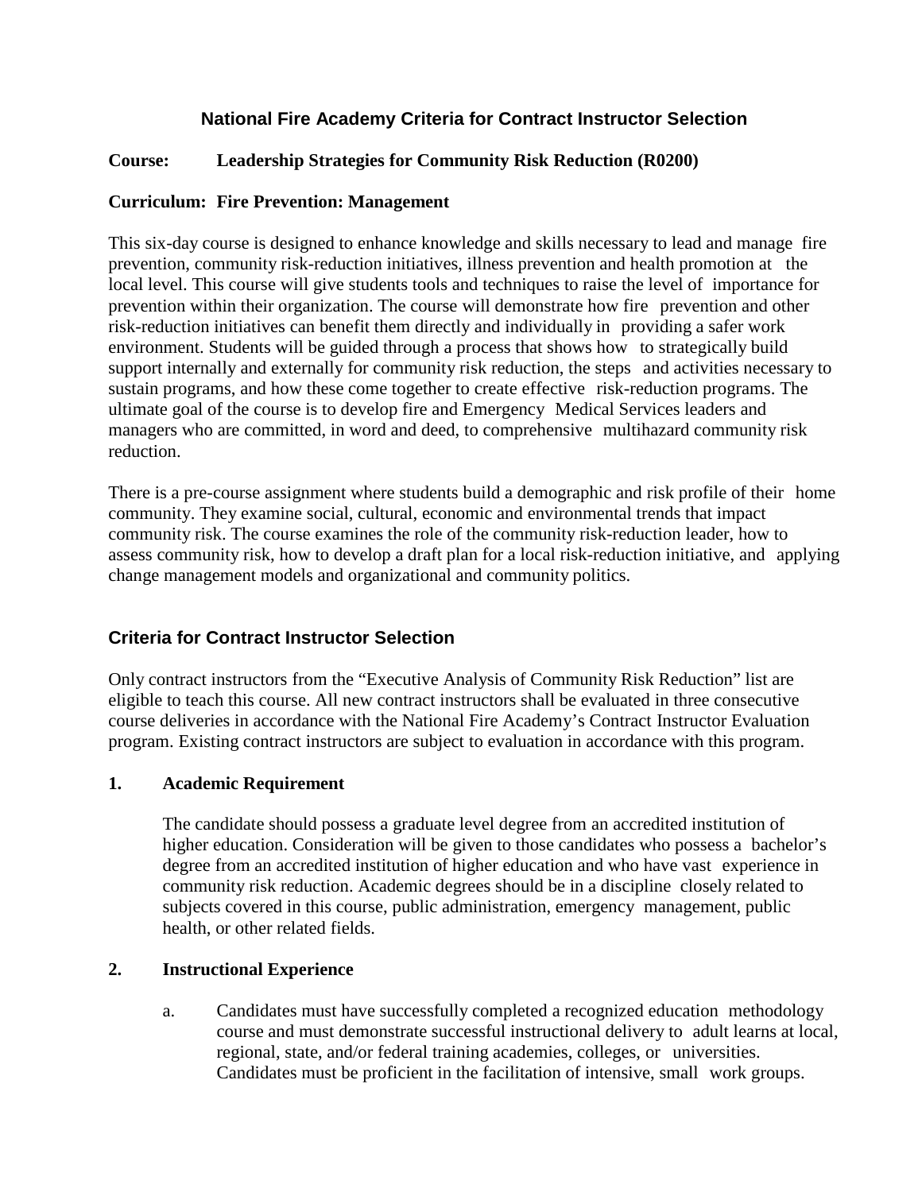# National Fire Academy Criteria for Contract Instructor Selection

**Course: Leadership Strategies for Community Risk Reduction (R0200)**

**Curriculum: Fire Prevention: Management**

This six-day course is designed to enhance knowledge and skills necessary to lead and manage fire prevention, community risk-reduction initiatives, illness prevention and health promotion at the local level. This course will give students tools and techniques to raise the level of importance for prevention within their organization. The course will demonstrate how fire prevention and other risk-reduction initiatives can benefit them directly and individually in providing a safer work environment. Students will be guided through a process that shows how to strategically build support internally and externally for community risk reduction, the steps and activities necessary to sustain programs, and how these come together to create effective risk-reduction programs. The ultimate goal of the course is to develop fire and Emergency Medical Services leaders and managers who are committed, in word and deed, to comprehensive multihazard community risk reduction.

There is a pre-course assignment where students build a demographic and risk profile of their home community. They examine social, cultural, economic and environmental trends that impact community risk. The course examines the role of the community risk-reduction leader, how to assess community risk, how to develop a draft plan for a local risk-reduction initiative, and applying change management models and organizational and community politics.

## Criteria for Contract Instructor Selection

Only contract instructors from the "Executive Analysis of Community Risk Reduction" list are eligible to teach this course. All new contract instructors shall be evaluated in three consecutive course deliveries in accordance with the National Fire Academy's Contract Instructor Evaluation program. Existing contract instructors are subject to evaluation in accordance with this program.

### 1. Academic Requirement

The candidate should possess a graduate level degree from an accredited institution of higher education. Consideration will be given to those candidates who possess a bachelor's degree from an accredited institution of higher education and who have vast experience in community risk reduction. Academic degrees should be in a discipline closely related to subjects covered in this course, public administration, emergency management, public health, or other related fields.

### 2. Instructional Experience

a. Candidates must have successfully completed a recognized education methodology course and must demonstrate successful instructional delivery to adult learns at local, regional, state, and/or federal training academies, colleges, or universities. Candidates must be proficient in the facilitation of intensive, small work groups.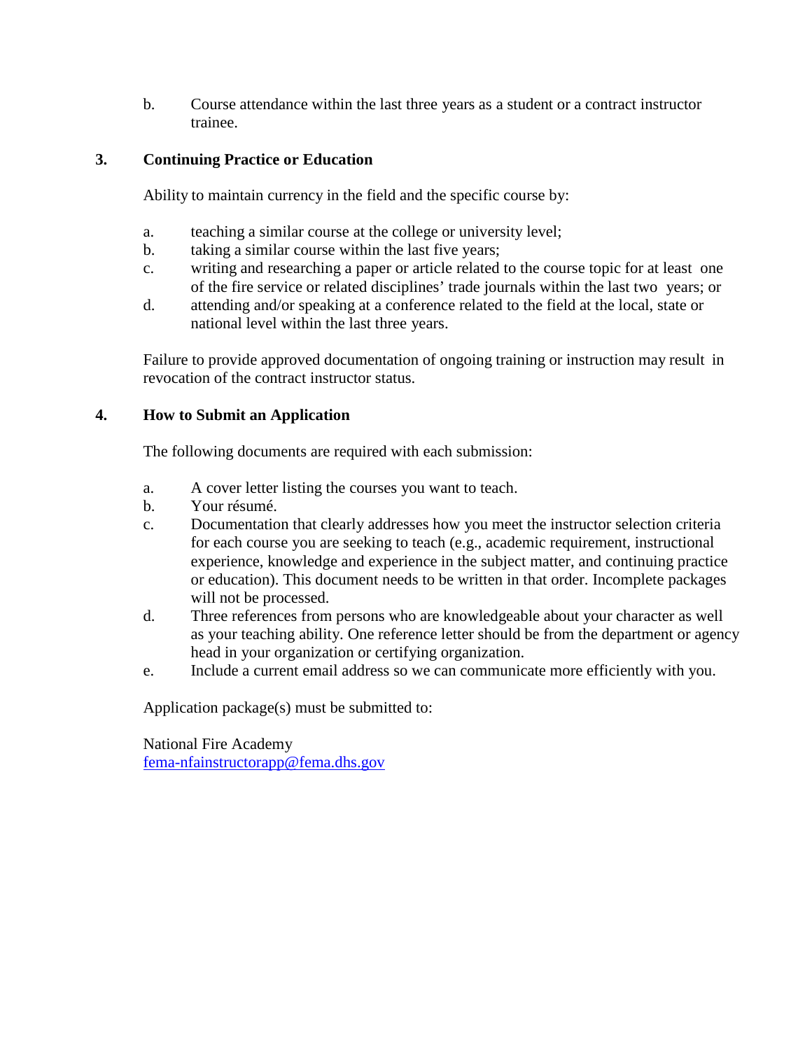b. Course attendance within the last three years as a student or a contract instructor trainee.

## 3. Continuing Practice or Education

Ability to maintain currency in the field and the specific course by:

a. teaching a similar course at the college or university level;
b. taking a similar course within the last five years;
c. writing and researching a paper or article related to the course topic for at least one of the fire service or related disciplines' trade journals within the last two years; or
d. attending and/or speaking at a conference related to the field at the local, state or national level within the last three years.

Failure to provide approved documentation of ongoing training or instruction may result in revocation of the contract instructor status.

## 4. How to Submit an Application

The following documents are required with each submission:

a. A cover letter listing the courses you want to teach.
b. Your résumé.
c. Documentation that clearly addresses how you meet the instructor selection criteria for each course you are seeking to teach (e.g., academic requirement, instructional experience, knowledge and experience in the subject matter, and continuing practice or education). This document needs to be written in that order. Incomplete packages will not be processed.
d. Three references from persons who are knowledgeable about your character as well as your teaching ability. One reference letter should be from the department or agency head in your organization or certifying organization.
e. Include a current email address so we can communicate more efficiently with you.

Application package(s) must be submitted to:

National Fire Academy
fema-nfainstructorapp@fema.dhs.gov